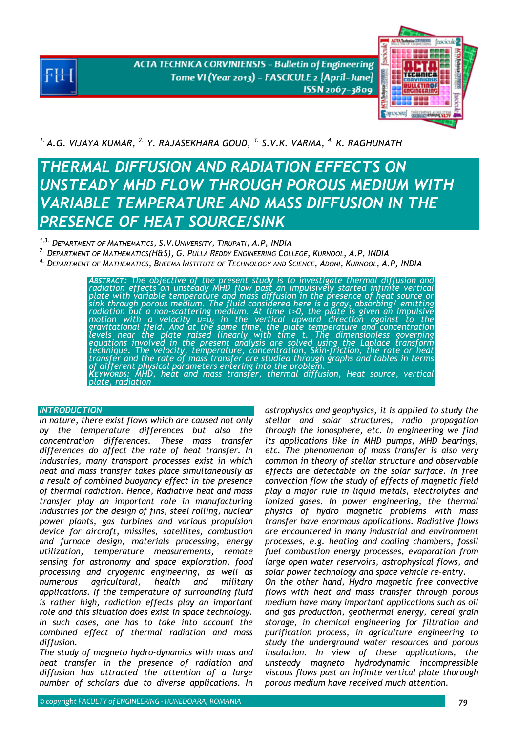[1.] A.G. VIJAYA KUMAR, [2.] Y. RAJASEKHARA GOUD, [3.] S.V.K. VARMA, [4.] K. RAGHUNATH

# THERMAL DIFFUSION AND RADIATION EFFECTS ON UNSTEADY MHD FLOW THROUGH POROUS MEDIUM WITH VARIABLE TEMPERATURE AND MASS DIFFUSION IN THE PRESENCE OF HEAT SOURCE/SINK

[1,3.] DEPARTMENT OF MATHEMATICS, S.V.UNIVERSITY, TIRUPATI, A.P, INDIA
[2.] DEPARTMENT OF MATHEMATICS(H&S), G. PULLA REDDY ENGINEERING COLLEGE, KURNOOL, A.P, INDIA
[4.] DEPARTMENT OF MATHEMATICS, BHEEMA INSTITUTE OF TECHNOLOGY AND SCIENCE, ADONI, KURNOOL, A.P, INDIA

*ABSTRACT: The objective of the present study is to investigate thermal diffusion and radiation effects on unsteady MHD flow past an impulsively started infinite vertical plate with variable temperature and mass diffusion in the presence of heat source or sink through porous medium. The fluid considered here is a gray, absorbing/ emitting radiation but a non-scattering medium. At time t>0, the plate is given an impulsive motion with a velocity $u=u_0$ in the vertical upward direction against to the gravitational field. And at the same time, the plate temperature and concentration levels near the plate raised linearly with time t. The dimensionless governing equations involved in the present analysis are solved using the Laplace transform technique. The velocity, temperature, concentration, Skin-friction, the rate or heat transfer and the rate of mass transfer are studied through graphs and tables in terms of different physical parameters entering into the problem.*

*KEYWORDS: MHD, heat and mass transfer, thermal diffusion, Heat source, vertical plate, radiation*

## INTRODUCTION

*In nature, there exist flows which are caused not only by the temperature differences but also the concentration differences. These mass transfer differences do affect the rate of heat transfer. In industries, many transport processes exist in which heat and mass transfer takes place simultaneously as a result of combined buoyancy effect in the presence of thermal radiation. Hence, Radiative heat and mass transfer play an important role in manufacturing industries for the design of fins, steel rolling, nuclear power plants, gas turbines and various propulsion device for aircraft, missiles, satellites, combustion and furnace design, materials processing, energy utilization, temperature measurements, remote sensing for astronomy and space exploration, food processing and cryogenic engineering, as well as numerous agricultural, health and military applications. If the temperature of surrounding fluid is rather high, radiation effects play an important role and this situation does exist in space technology. In such cases, one has to take into account the combined effect of thermal radiation and mass diffusion.*

*The study of magneto hydro-dynamics with mass and heat transfer in the presence of radiation and diffusion has attracted the attention of a large number of scholars due to diverse applications. In astrophysics and geophysics, it is applied to study the stellar and solar structures, radio propagation through the ionosphere, etc. In engineering we find its applications like in MHD pumps, MHD bearings, etc. The phenomenon of mass transfer is also very common in theory of stellar structure and observable effects are detectable on the solar surface. In free convection flow the study of effects of magnetic field play a major rule in liquid metals, electrolytes and ionized gases. In power engineering, the thermal physics of hydro magnetic problems with mass transfer have enormous applications. Radiative flows are encountered in many industrial and environment processes, e.g. heating and cooling chambers, fossil fuel combustion energy processes, evaporation from large open water reservoirs, astrophysical flows, and solar power technology and space vehicle re-entry.*

*On the other hand, Hydro magnetic free convective flows with heat and mass transfer through porous medium have many important applications such as oil and gas production, geothermal energy, cereal grain storage, in chemical engineering for filtration and purification process, in agriculture engineering to study the underground water resources and porous insulation. In view of these applications, the unsteady magneto hydrodynamic incompressible viscous flows past an infinite vertical plate thorough porous medium have received much attention.*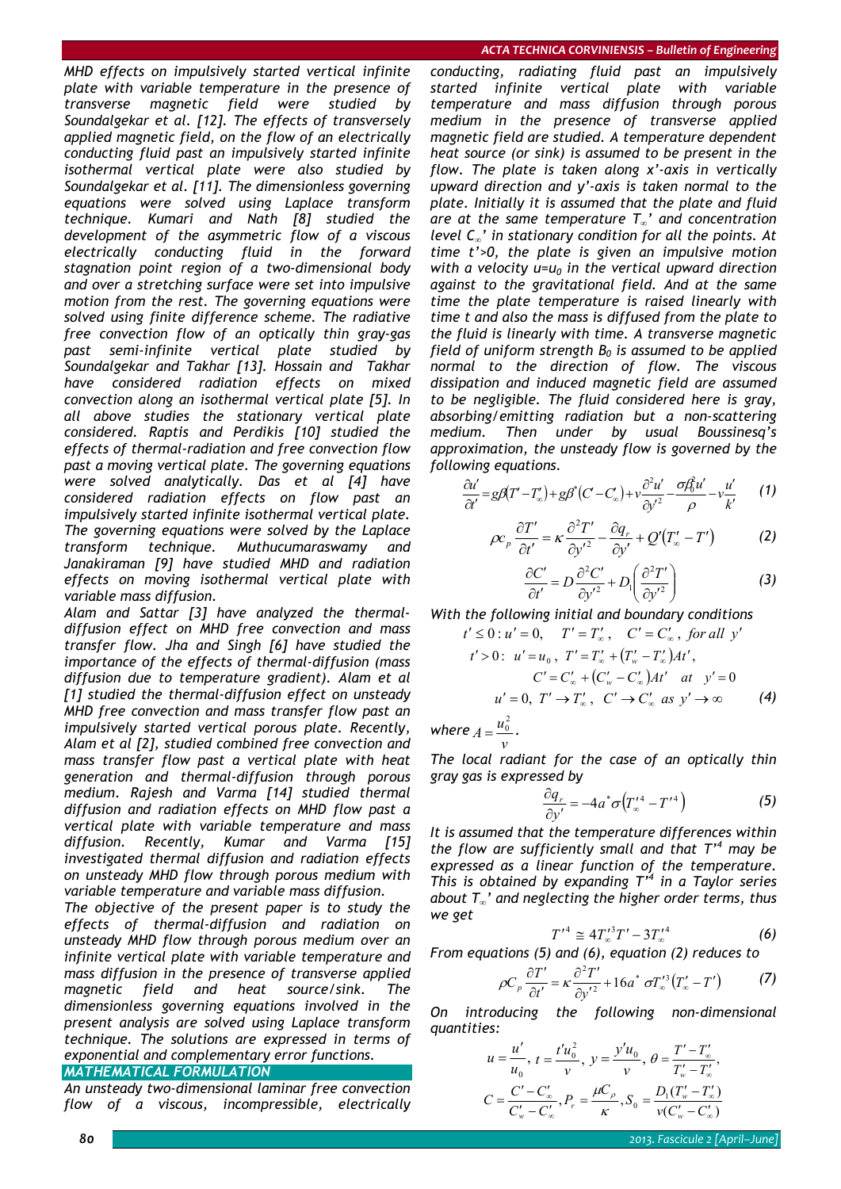MHD effects on impulsively started vertical infinite plate with variable temperature in the presence of transverse magnetic field were studied by Soundalgekar et al. [12]. The effects of transversely applied magnetic field, on the flow of an electrically conducting fluid past an impulsively started infinite isothermal vertical plate were also studied by Soundalgekar et al. [11]. The dimensionless governing equations were solved using Laplace transform technique. Kumari and Nath [8] studied the development of the asymmetric flow of a viscous electrically conducting fluid in the forward stagnation point region of a two-dimensional body and over a stretching surface were set into impulsive motion from the rest. The governing equations were solved using finite difference scheme. The radiative free convection flow of an optically thin gray-gas past semi-infinite vertical plate studied by Soundalgekar and Takhar [13]. Hossain and Takhar have considered radiation effects on mixed convection along an isothermal vertical plate [5]. In all above studies the stationary vertical plate considered. Raptis and Perdikis [10] studied the effects of thermal-radiation and free convection flow past a moving vertical plate. The governing equations were solved analytically. Das et al [4] have considered radiation effects on flow past an impulsively started infinite isothermal vertical plate. The governing equations were solved by the Laplace transform technique. Muthucumaraswamy and Janakiraman [9] have studied MHD and radiation effects on moving isothermal vertical plate with variable mass diffusion.

Alam and Sattar [3] have analyzed the thermal-diffusion effect on MHD free convection and mass transfer flow. Jha and Singh [6] have studied the importance of the effects of thermal-diffusion (mass diffusion due to temperature gradient). Alam et al [1] studied the thermal-diffusion effect on unsteady MHD free convection and mass transfer flow past an impulsively started vertical porous plate. Recently, Alam et al [2], studied combined free convection and mass transfer flow past a vertical plate with heat generation and thermal-diffusion through porous medium. Rajesh and Varma [14] studied thermal diffusion and radiation effects on MHD flow past a vertical plate with variable temperature and mass diffusion. Recently, Kumar and Varma [15] investigated thermal diffusion and radiation effects on unsteady MHD flow through porous medium with variable temperature and variable mass diffusion.

The objective of the present paper is to study the effects of thermal-diffusion and radiation on unsteady MHD flow through porous medium over an infinite vertical plate with variable temperature and mass diffusion in the presence of transverse applied magnetic field and heat source/sink. The dimensionless governing equations involved in the present analysis are solved using Laplace transform technique. The solutions are expressed in terms of exponential and complementary error functions.

## MATHEMATICAL FORMULATION

An unsteady two-dimensional laminar free convection flow of a viscous, incompressible, electrically conducting, radiating fluid past an impulsively started infinite vertical plate with variable temperature and mass diffusion through porous medium in the presence of transverse applied magnetic field are studied. A temperature dependent heat source (or sink) is assumed to be present in the flow. The plate is taken along x'-axis in vertically upward direction and y'-axis is taken normal to the plate. Initially it is assumed that the plate and fluid are at the same temperature $T_\infty'$ and concentration level $C_\infty'$ in stationary condition for all the points. At time $t'>0$, the plate is given an impulsive motion with a velocity $u=u_0$ in the vertical upward direction against to the gravitational field. And at the same time the plate temperature is raised linearly with time t and also the mass is diffused from the plate to the fluid is linearly with time. A transverse magnetic field of uniform strength $B_0$ is assumed to be applied normal to the direction of flow. The viscous dissipation and induced magnetic field are assumed to be negligible. The fluid considered here is gray, absorbing/emitting radiation but a non-scattering medium. Then under by usual Boussinesq's approximation, the unsteady flow is governed by the following equations.

$$\frac{\partial u'}{\partial t'} = g\beta(T' - T_\infty') + g\beta^*(C' - C_\infty') + \nu\frac{\partial^2 u'}{\partial y'^2} - \frac{\sigma\beta_0^2 u'}{\rho} - \nu\frac{u'}{k'} \quad (1)$$

$$\rho c_p \frac{\partial T'}{\partial t'} = \kappa\frac{\partial^2 T'}{\partial y'^2} - \frac{\partial q_r}{\partial y'} + Q'(T_\infty' - T') \quad (2)$$

$$\frac{\partial C'}{\partial t'} = D\frac{\partial^2 C'}{\partial y'^2} + D_1\left(\frac{\partial^2 T'}{\partial y'^2}\right) \quad (3)$$

With the following initial and boundary conditions

$$\begin{aligned}
&t' \le 0: u' = 0, \quad T' = T_\infty', \quad C' = C_\infty', \ \text{for all } y' \\
&t' > 0: \ u' = u_0, \ T' = T_\infty' + (T_w' - T_\infty')At', \\
&\qquad C' = C_\infty' + (C_w' - C_\infty')At' \quad \text{at} \quad y' = 0 \\
&\qquad u' = 0, \ T' \to T_\infty', \ C' \to C_\infty' \ \text{as } y' \to \infty
\end{aligned} \quad (4)$$

where $A = \frac{u_0^2}{\nu}$.

The local radiant for the case of an optically thin gray gas is expressed by

$$\frac{\partial q_r}{\partial y'} = -4a^*\sigma\left(T_\infty'^4 - T'^4\right) \quad (5)$$

It is assumed that the temperature differences within the flow are sufficiently small and that $T'^4$ may be expressed as a linear function of the temperature. This is obtained by expanding $T'^4$ in a Taylor series about $T_\infty'$ and neglecting the higher order terms, thus we get

$$T'^4 \cong 4T_\infty'^3 T' - 3T_\infty'^4 \quad (6)$$

From equations (5) and (6), equation (2) reduces to

$$\rho C_p \frac{\partial T'}{\partial t'} = \kappa\frac{\partial^2 T'}{\partial y'^2} + 16a^*\sigma T_\infty'^3(T_\infty' - T') \quad (7)$$

On introducing the following non-dimensional quantities:

$$u = \frac{u'}{u_0}, \ t = \frac{t'u_0^2}{\nu}, \ y = \frac{y'u_0}{\nu}, \ \theta = \frac{T' - T_\infty'}{T_w' - T_\infty'},$$

$$C = \frac{C' - C_\infty'}{C_w' - C_\infty'}, P_r = \frac{\mu C_\rho}{\kappa}, S_0 = \frac{D_1(T_w' - T_\infty')}{\nu(C_w' - C_\infty')}$$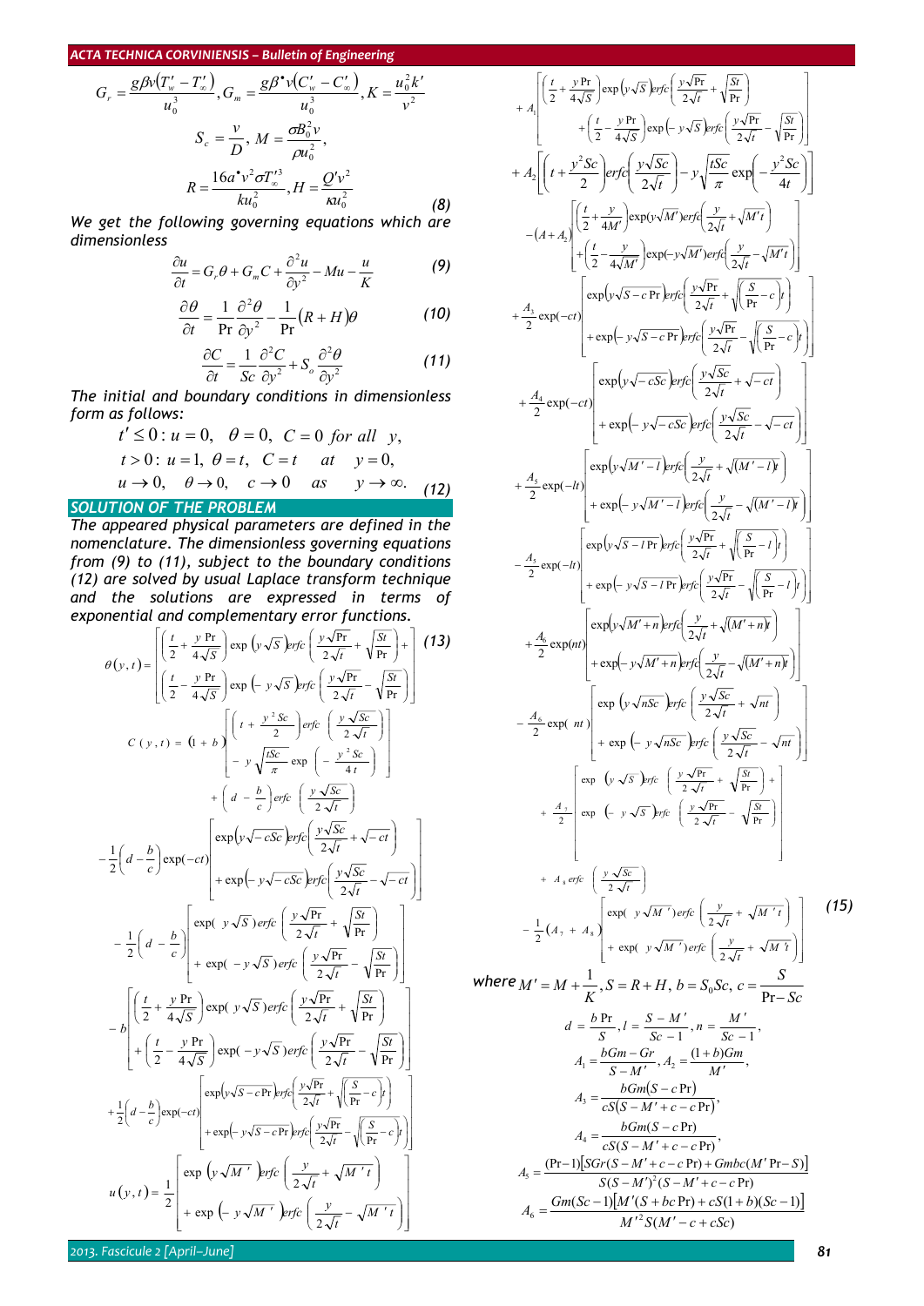$$G_r = \frac{g\beta\nu(T'_w - T'_\infty)}{u_0^3}, G_m = \frac{g\beta^\bullet \nu(C'_w - C'_\infty)}{u_0^3}, K = \frac{u_0^2 k'}{\nu^2}$$

$$S_c = \frac{\nu}{D}, M = \frac{\sigma B_0^2 \nu}{\rho u_0^2},$$

$$R = \frac{16a^\bullet \nu^2 \sigma T'^3_\infty}{k u_0^2}, H = \frac{Q'\nu^2}{\kappa u_0^2} \tag{8}$$

*We get the following governing equations which are dimensionless*

$$\frac{\partial u}{\partial t} = G_r\theta + G_m C + \frac{\partial^2 u}{\partial y^2} - Mu - \frac{u}{K} \tag{9}$$

$$\frac{\partial \theta}{\partial t} = \frac{1}{\Pr}\frac{\partial^2 \theta}{\partial y^2} - \frac{1}{\Pr}(R+H)\theta \tag{10}$$

$$\frac{\partial C}{\partial t} = \frac{1}{Sc}\frac{\partial^2 C}{\partial y^2} + S_o\frac{\partial^2 \theta}{\partial y^2} \tag{11}$$

*The initial and boundary conditions in dimensionless form as follows:*

$$\begin{aligned} &t' \le 0: u = 0,\quad \theta = 0,\quad C = 0 \text{ for all } y, \\ &t > 0: u = 1,\ \theta = t,\quad C = t \quad at \quad y = 0, \\ &u \to 0,\quad \theta \to 0,\quad c \to 0 \quad as \quad y \to \infty. \end{aligned} \tag{12}$$

## SOLUTION OF THE PROBLEM

*The appeared physical parameters are defined in the nomenclature. The dimensionless governing equations from (9) to (11), subject to the boundary conditions (12) are solved by usual Laplace transform technique and the solutions are expressed in terms of exponential and complementary error functions.*

$$\theta(y,t) = \left[\begin{aligned}&\left(\frac{t}{2} + \frac{y\Pr}{4\sqrt{S}}\right)\exp\left(y\sqrt{S}\right)erfc\left(\frac{y\sqrt{\Pr}}{2\sqrt{t}} + \sqrt{\frac{St}{\Pr}}\right) + \\ &\left(\frac{t}{2} - \frac{y\Pr}{4\sqrt{S}}\right)\exp\left(-y\sqrt{S}\right)erfc\left(\frac{y\sqrt{\Pr}}{2\sqrt{t}} - \sqrt{\frac{St}{\Pr}}\right)\end{aligned}\right] \tag{13}$$

$$\begin{aligned}
C(y,t) = {} & (1+b)\left[\left(t + \frac{y^2 Sc}{2}\right)erfc\left(\frac{y\sqrt{Sc}}{2\sqrt{t}}\right) - y\sqrt{\frac{tSc}{\pi}}\exp\left(-\frac{y^2 Sc}{4t}\right)\right] \\
& + \left(d - \frac{b}{c}\right)erfc\left(\frac{y\sqrt{Sc}}{2\sqrt{t}}\right) \\
& - \frac{1}{2}\left(d - \frac{b}{c}\right)\exp(-ct)\left[\begin{aligned}&\exp\left(y\sqrt{-cSc}\right)erfc\left(\frac{y\sqrt{Sc}}{2\sqrt{t}} + \sqrt{-ct}\right) \\ &+ \exp\left(-y\sqrt{-cSc}\right)erfc\left(\frac{y\sqrt{Sc}}{2\sqrt{t}} - \sqrt{-ct}\right)\end{aligned}\right] \\
& - \frac{1}{2}\left(d - \frac{b}{c}\right)\left[\begin{aligned}&\exp\left(y\sqrt{S}\right)erfc\left(\frac{y\sqrt{\Pr}}{2\sqrt{t}} + \sqrt{\frac{St}{\Pr}}\right) \\ &+ \exp\left(-y\sqrt{S}\right)erfc\left(\frac{y\sqrt{\Pr}}{2\sqrt{t}} - \sqrt{\frac{St}{\Pr}}\right)\end{aligned}\right] \\
& - b\left[\begin{aligned}&\left(\frac{t}{2} + \frac{y\Pr}{4\sqrt{S}}\right)\exp\left(y\sqrt{S}\right)erfc\left(\frac{y\sqrt{\Pr}}{2\sqrt{t}} + \sqrt{\frac{St}{\Pr}}\right) \\ &+ \left(\frac{t}{2} - \frac{y\Pr}{4\sqrt{S}}\right)\exp\left(-y\sqrt{S}\right)erfc\left(\frac{y\sqrt{\Pr}}{2\sqrt{t}} - \sqrt{\frac{St}{\Pr}}\right)\end{aligned}\right] \\
& + \frac{1}{2}\left(d - \frac{b}{c}\right)\exp(-ct)\left[\begin{aligned}&\exp\left(y\sqrt{S - c\Pr}\right)erfc\left(\frac{y\sqrt{\Pr}}{2\sqrt{t}} + \sqrt{\left(\frac{S}{\Pr} - c\right)t}\right) \\ &+ \exp\left(-y\sqrt{S - c\Pr}\right)erfc\left(\frac{y\sqrt{\Pr}}{2\sqrt{t}} - \sqrt{\left(\frac{S}{\Pr} - c\right)t}\right)\end{aligned}\right]
\end{aligned}$$

$$\begin{aligned}
u(y,t) = {} & \frac{1}{2}\left[\begin{aligned}&\exp\left(y\sqrt{M'}\right)erfc\left(\frac{y}{2\sqrt{t}} + \sqrt{M't}\right) \\ &+ \exp\left(-y\sqrt{M'}\right)erfc\left(\frac{y}{2\sqrt{t}} - \sqrt{M't}\right)\end{aligned}\right] \\
& + A_1\left[\begin{aligned}&\left(\frac{t}{2} + \frac{y\Pr}{4\sqrt{S}}\right)\exp\left(y\sqrt{S}\right)erfc\left(\frac{y\sqrt{\Pr}}{2\sqrt{t}} + \sqrt{\frac{St}{\Pr}}\right) \\ &+ \left(\frac{t}{2} - \frac{y\Pr}{4\sqrt{S}}\right)\exp\left(-y\sqrt{S}\right)erfc\left(\frac{y\sqrt{\Pr}}{2\sqrt{t}} - \sqrt{\frac{St}{\Pr}}\right)\end{aligned}\right] \\
& + A_2\left[\left(t + \frac{y^2 Sc}{2}\right)erfc\left(\frac{y\sqrt{Sc}}{2\sqrt{t}}\right) - y\sqrt{\frac{tSc}{\pi}}\exp\left(-\frac{y^2 Sc}{4t}\right)\right] \\
& - (A + A_2)\left[\begin{aligned}&\left(\frac{t}{2} + \frac{y}{4M'}\right)\exp(y\sqrt{M'})erfc\left(\frac{y}{2\sqrt{t}} + \sqrt{M't}\right) \\ &+ \left(\frac{t}{2} - \frac{y}{4\sqrt{M'}}\right)\exp(-y\sqrt{M'})erfc\left(\frac{y}{2\sqrt{t}} - \sqrt{M't}\right)\end{aligned}\right] \\
& + \frac{A_3}{2}\exp(-ct)\left[\begin{aligned}&\exp\left(y\sqrt{S - c\Pr}\right)erfc\left(\frac{y\sqrt{\Pr}}{2\sqrt{t}} + \sqrt{\left(\frac{S}{\Pr} - c\right)t}\right) \\ &+ \exp\left(-y\sqrt{S - c\Pr}\right)erfc\left(\frac{y\sqrt{\Pr}}{2\sqrt{t}} - \sqrt{\left(\frac{S}{\Pr} - c\right)t}\right)\end{aligned}\right] \\
& + \frac{A_4}{2}\exp(-ct)\left[\begin{aligned}&\exp\left(y\sqrt{-cSc}\right)erfc\left(\frac{y\sqrt{Sc}}{2\sqrt{t}} + \sqrt{-ct}\right) \\ &+ \exp\left(-y\sqrt{-cSc}\right)erfc\left(\frac{y\sqrt{Sc}}{2\sqrt{t}} - \sqrt{-ct}\right)\end{aligned}\right] \\
& + \frac{A_5}{2}\exp(-lt)\left[\begin{aligned}&\exp\left(y\sqrt{M' - l}\right)erfc\left(\frac{y}{2\sqrt{t}} + \sqrt{(M' - l)t}\right) \\ &+ \exp\left(-y\sqrt{M' - l}\right)erfc\left(\frac{y}{2\sqrt{t}} - \sqrt{(M' - l)t}\right)\end{aligned}\right] \\
& - \frac{A_5}{2}\exp(-lt)\left[\begin{aligned}&\exp\left(y\sqrt{S - l\Pr}\right)erfc\left(\frac{y\sqrt{\Pr}}{2\sqrt{t}} + \sqrt{\left(\frac{S}{\Pr} - l\right)t}\right) \\ &+ \exp\left(-y\sqrt{S - l\Pr}\right)erfc\left(\frac{y\sqrt{\Pr}}{2\sqrt{t}} - \sqrt{\left(\frac{S}{\Pr} - l\right)t}\right)\end{aligned}\right] \\
& + \frac{A_6}{2}\exp(nt)\left[\begin{aligned}&\exp\left(y\sqrt{M' + n}\right)erfc\left(\frac{y}{2\sqrt{t}} + \sqrt{(M' + n)t}\right) \\ &+ \exp\left(-y\sqrt{M' + n}\right)erfc\left(\frac{y}{2\sqrt{t}} - \sqrt{(M' + n)t}\right)\end{aligned}\right] \\
& - \frac{A_6}{2}\exp(nt)\left[\begin{aligned}&\exp\left(y\sqrt{nSc}\right)erfc\left(\frac{y\sqrt{Sc}}{2\sqrt{t}} + \sqrt{nt}\right) \\ &+ \exp\left(-y\sqrt{nSc}\right)erfc\left(\frac{y\sqrt{Sc}}{2\sqrt{t}} - \sqrt{nt}\right)\end{aligned}\right] \\
& + \frac{A_7}{2}\left[\begin{aligned}&\exp\left(y\sqrt{S}\right)erfc\left(\frac{y\sqrt{\Pr}}{2\sqrt{t}} + \sqrt{\frac{St}{\Pr}}\right) + \\ &\exp\left(-y\sqrt{S}\right)erfc\left(\frac{y\sqrt{\Pr}}{2\sqrt{t}} - \sqrt{\frac{St}{\Pr}}\right)\end{aligned}\right] \\
& + A_8\, erfc\left(\frac{y\sqrt{Sc}}{2\sqrt{t}}\right) \\
& - \frac{1}{2}(A_7 + A_8)\left[\begin{aligned}&\exp\left(y\sqrt{M'}\right)erfc\left(\frac{y}{2\sqrt{t}} + \sqrt{M't}\right) \\ &+ \exp\left(y\sqrt{M'}\right)erfc\left(\frac{y}{2\sqrt{t}} + \sqrt{M't}\right)\end{aligned}\right]
\end{aligned} \tag{15}$$

where $M' = M + \dfrac{1}{K}, S = R + H, b = S_0 Sc, c = \dfrac{S}{\Pr - Sc}$

$$d = \frac{b\Pr}{S}, l = \frac{S - M'}{Sc - 1}, n = \frac{M'}{Sc - 1},$$

$$A_1 = \frac{bGm - Gr}{S - M'}, A_2 = \frac{(1+b)Gm}{M'},$$

$$A_3 = \frac{bGm(S - c\Pr)}{cS(S - M' + c - c\Pr)},$$

$$A_4 = \frac{bGm(S - c\Pr)}{cS(S - M' + c - c\Pr)},$$

$$A_5 = \frac{(\Pr - 1)[SGr(S - M' + c - c\Pr) + Gmbc(M'\Pr - S)]}{S(S - M')^2(S - M' + c - c\Pr)}$$

$$A_6 = \frac{Gm(Sc - 1)[M'(S + bc\Pr) + cS(1+b)(Sc - 1)]}{M'^2 S(M' - c + cSc)}$$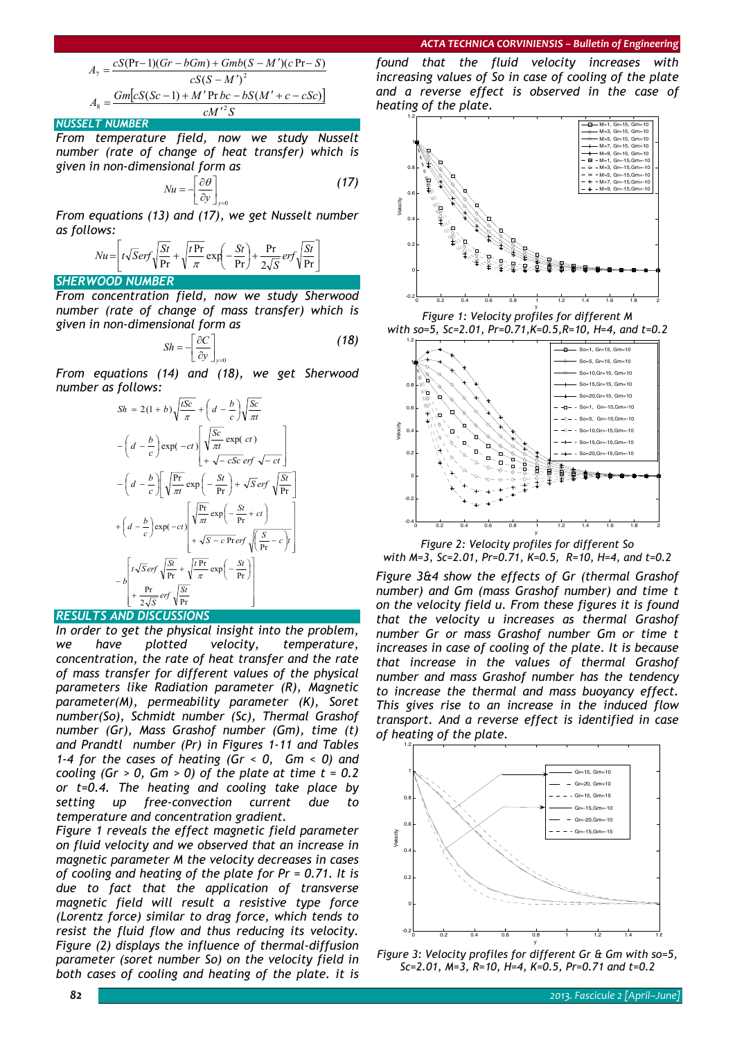$$A_7 = \frac{cS(\Pr - 1)(Gr - bGm) + Gmb(S - M')(c\Pr - S)}{cS(S - M')^2}$$

$$A_8 = \frac{Gm\left[cS(Sc - 1) + M'\Pr bc - bS(M' + c - cSc)\right]}{cM'^2 S}$$

## NUSSELT NUMBER

From temperature field, now we study Nusselt number (rate of change of heat transfer) which is given in non-dimensional form as

$$Nu = -\left[\frac{\partial \theta}{\partial y}\right]_{y=0} \tag{17}$$

From equations (13) and (17), we get Nusselt number as follows:

$$Nu = \left[t\sqrt{S}erf\sqrt{\frac{St}{\Pr}} + \sqrt{\frac{t\Pr}{\pi}}\exp\left(-\frac{St}{\Pr}\right) + \frac{\Pr}{2\sqrt{S}}erf\sqrt{\frac{St}{\Pr}}\right]$$

## SHERWOOD NUMBER

From concentration field, now we study Sherwood number (rate of change of mass transfer) which is given in non-dimensional form as

$$Sh = -\left[\frac{\partial C}{\partial y}\right]_{y=0} \tag{18}$$

From equations (14) and (18), we get Sherwood number as follows:

$$\begin{aligned}
Sh = {} & 2(1+b)\sqrt{\frac{tSc}{\pi}} + \left(d - \frac{b}{c}\right)\sqrt{\frac{Sc}{\pi t}} \\
& - \left(d - \frac{b}{c}\right)\exp(-ct)\left[\sqrt{\frac{Sc}{\pi t}}\exp(ct) + \sqrt{-cSc}\, erf\sqrt{-ct}\right] \\
& - \left(d - \frac{b}{c}\right)\left[\sqrt{\frac{\Pr}{\pi t}}\exp\left(-\frac{St}{\Pr}\right) + \sqrt{S}erf\sqrt{\frac{St}{\Pr}}\right] \\
& + \left(d - \frac{b}{c}\right)\exp(-ct)\left[\sqrt{\frac{\Pr}{\pi t}}\exp\left(-\frac{St}{\Pr} + ct\right) + \sqrt{S - c\Pr}\, erf\sqrt{\left(\frac{S}{\Pr} - c\right)t}\right] \\
& - b\left[t\sqrt{S}erf\sqrt{\frac{St}{\Pr}} + \sqrt{\frac{t\Pr}{\pi}}\exp\left(-\frac{St}{\Pr}\right) + \frac{\Pr}{2\sqrt{S}}erf\sqrt{\frac{St}{\Pr}}\right]
\end{aligned}$$

## RESULTS AND DISCUSSIONS

In order to get the physical insight into the problem, we have plotted velocity, temperature, concentration, the rate of heat transfer and the rate of mass transfer for different values of the physical parameters like Radiation parameter (R), Magnetic parameter(M), permeability parameter (K), Soret number(So), Schmidt number (Sc), Thermal Grashof number (Gr), Mass Grashof number (Gm), time (t) and Prandtl number (Pr) in Figures 1-11 and Tables 1-4 for the cases of heating ($Gr < 0$, $Gm < 0$) and cooling ($Gr > 0$, $Gm > 0$) of the plate at time $t = 0.2$ or $t=0.4$. The heating and cooling take place by setting up free-convection current due to temperature and concentration gradient.

Figure 1 reveals the effect magnetic field parameter on fluid velocity and we observed that an increase in magnetic parameter M the velocity decreases in cases of cooling and heating of the plate for $Pr = 0.71$. It is due to fact that the application of transverse magnetic field will result a resistive type force (Lorentz force) similar to drag force, which tends to resist the fluid flow and thus reducing its velocity.

Figure (2) displays the influence of thermal-diffusion parameter (soret number So) on the velocity field in both cases of cooling and heating of the plate. it is found that the fluid velocity increases with increasing values of So in case of cooling of the plate and a reverse effect is observed in the case of heating of the plate.

Figure 1: Velocity profiles for different M with so=5, Sc=2.01, Pr=0.71,K=0.5,R=10, H=4, and t=0.2

Figure 2: Velocity profiles for different So with M=3, Sc=2.01, Pr=0.71, K=0.5, R=10, H=4, and t=0.2

Figure 3&4 show the effects of Gr (thermal Grashof number) and Gm (mass Grashof number) and time t on the velocity field u. From these figures it is found that the velocity u increases as thermal Grashof number Gr or mass Grashof number Gm or time t increases in case of cooling of the plate. It is because that increase in the values of thermal Grashof number and mass Grashof number has the tendency to increase the thermal and mass buoyancy effect. This gives rise to an increase in the induced flow transport. And a reverse effect is identified in case of heating of the plate.

Figure 3: Velocity profiles for different Gr & Gm with so=5, Sc=2.01, M=3, R=10, H=4, K=0.5, Pr=0.71 and t=0.2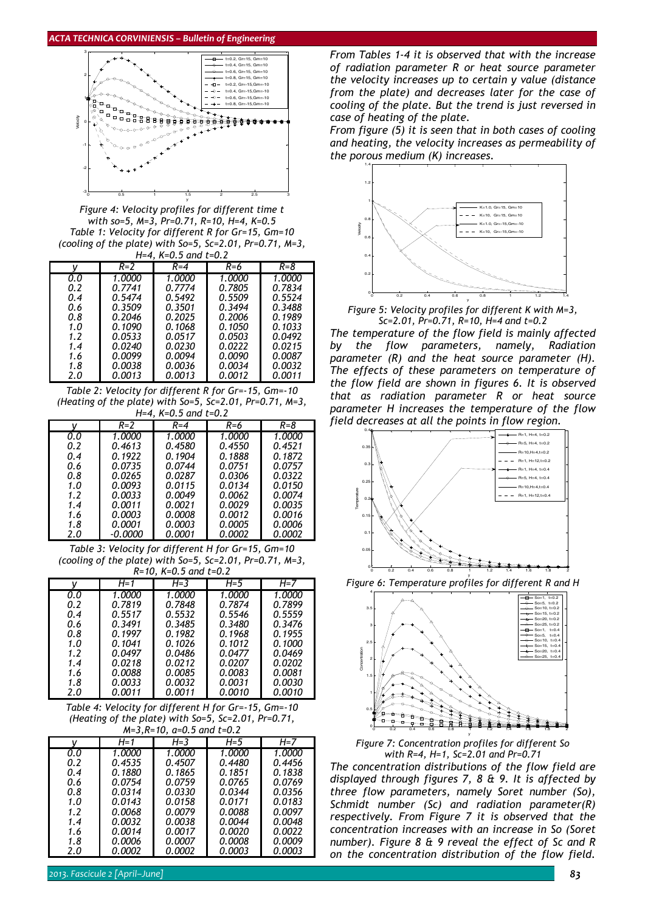*Figure 4: Velocity profiles for different time t with so=5, M=3, Pr=0.71, R=10, H=4, K=0.5*

*Table 1: Velocity for different R for Gr=15, Gm=10 (cooling of the plate) with So=5, Sc=2.01, Pr=0.71, M=3, H=4, K=0.5 and t=0.2*

| y | R=2 | R=4 | R=6 | R=8 |
|---|---|---|---|---|
| 0.0 | 1.0000 | 1.0000 | 1.0000 | 1.0000 |
| 0.2 | 0.7741 | 0.7774 | 0.7805 | 0.7834 |
| 0.4 | 0.5474 | 0.5492 | 0.5509 | 0.5524 |
| 0.6 | 0.3509 | 0.3501 | 0.3494 | 0.3488 |
| 0.8 | 0.2046 | 0.2025 | 0.2006 | 0.1989 |
| 1.0 | 0.1090 | 0.1068 | 0.1050 | 0.1033 |
| 1.2 | 0.0533 | 0.0517 | 0.0503 | 0.0492 |
| 1.4 | 0.0240 | 0.0230 | 0.0222 | 0.0215 |
| 1.6 | 0.0099 | 0.0094 | 0.0090 | 0.0087 |
| 1.8 | 0.0038 | 0.0036 | 0.0034 | 0.0032 |
| 2.0 | 0.0013 | 0.0013 | 0.0012 | 0.0011 |

*Table 2: Velocity for different R for Gr=-15, Gm=-10 (Heating of the plate) with So=5, Sc=2.01, Pr=0.71, M=3, H=4, K=0.5 and t=0.2*

| y | R=2 | R=4 | R=6 | R=8 |
|---|---|---|---|---|
| 0.0 | 1.0000 | 1.0000 | 1.0000 | 1.0000 |
| 0.2 | 0.4613 | 0.4580 | 0.4550 | 0.4521 |
| 0.4 | 0.1922 | 0.1904 | 0.1888 | 0.1872 |
| 0.6 | 0.0735 | 0.0744 | 0.0751 | 0.0757 |
| 0.8 | 0.0265 | 0.0287 | 0.0306 | 0.0322 |
| 1.0 | 0.0093 | 0.0115 | 0.0134 | 0.0150 |
| 1.2 | 0.0033 | 0.0049 | 0.0062 | 0.0074 |
| 1.4 | 0.0011 | 0.0021 | 0.0029 | 0.0035 |
| 1.6 | 0.0003 | 0.0008 | 0.0012 | 0.0016 |
| 1.8 | 0.0001 | 0.0003 | 0.0005 | 0.0006 |
| 2.0 | -0.0000 | 0.0001 | 0.0002 | 0.0002 |

*Table 3: Velocity for different H for Gr=15, Gm=10 (cooling of the plate) with So=5, Sc=2.01, Pr=0.71, M=3, R=10, K=0.5 and t=0.2*

| y | H=1 | H=3 | H=5 | H=7 |
|---|---|---|---|---|
| 0.0 | 1.0000 | 1.0000 | 1.0000 | 1.0000 |
| 0.2 | 0.7819 | 0.7848 | 0.7874 | 0.7899 |
| 0.4 | 0.5517 | 0.5532 | 0.5546 | 0.5559 |
| 0.6 | 0.3491 | 0.3485 | 0.3480 | 0.3476 |
| 0.8 | 0.1997 | 0.1982 | 0.1968 | 0.1955 |
| 1.0 | 0.1041 | 0.1026 | 0.1012 | 0.1000 |
| 1.2 | 0.0497 | 0.0486 | 0.0477 | 0.0469 |
| 1.4 | 0.0218 | 0.0212 | 0.0207 | 0.0202 |
| 1.6 | 0.0088 | 0.0085 | 0.0083 | 0.0081 |
| 1.8 | 0.0033 | 0.0032 | 0.0031 | 0.0030 |
| 2.0 | 0.0011 | 0.0011 | 0.0010 | 0.0010 |

*Table 4: Velocity for different H for Gr=-15, Gm=-10 (Heating of the plate) with So=5, Sc=2.01, Pr=0.71, M=3,R=10, a=0.5 and t=0.2*

| y | H=1 | H=3 | H=5 | H=7 |
|---|---|---|---|---|
| 0.0 | 1.0000 | 1.0000 | 1.0000 | 1.0000 |
| 0.2 | 0.4535 | 0.4507 | 0.4480 | 0.4456 |
| 0.4 | 0.1880 | 0.1865 | 0.1851 | 0.1838 |
| 0.6 | 0.0754 | 0.0759 | 0.0765 | 0.0769 |
| 0.8 | 0.0314 | 0.0330 | 0.0344 | 0.0356 |
| 1.0 | 0.0143 | 0.0158 | 0.0171 | 0.0183 |
| 1.2 | 0.0068 | 0.0079 | 0.0088 | 0.0097 |
| 1.4 | 0.0032 | 0.0038 | 0.0044 | 0.0048 |
| 1.6 | 0.0014 | 0.0017 | 0.0020 | 0.0022 |
| 1.8 | 0.0006 | 0.0007 | 0.0008 | 0.0009 |
| 2.0 | 0.0002 | 0.0002 | 0.0003 | 0.0003 |

*From Tables 1-4 it is observed that with the increase of radiation parameter R or heat source parameter the velocity increases up to certain y value (distance from the plate) and decreases later for the case of cooling of the plate. But the trend is just reversed in case of heating of the plate.*

*From figure (5) it is seen that in both cases of cooling and heating, the velocity increases as permeability of the porous medium (K) increases.*

*Figure 5: Velocity profiles for different K with M=3, Sc=2.01, Pr=0.71, R=10, H=4 and t=0.2*

*The temperature of the flow field is mainly affected by the flow parameters, namely, Radiation parameter (R) and the heat source parameter (H). The effects of these parameters on temperature of the flow field are shown in figures 6. It is observed that as radiation parameter R or heat source parameter H increases the temperature of the flow field decreases at all the points in flow region.*

*Figure 6: Temperature profiles for different R and H*

*Figure 7: Concentration profiles for different So with R=4, H=1, Sc=2.01 and Pr=0.71*

*The concentration distributions of the flow field are displayed through figures 7, 8 & 9. It is affected by three flow parameters, namely Soret number (So), Schmidt number (Sc) and radiation parameter(R) respectively. From Figure 7 it is observed that the concentration increases with an increase in So (Soret number). Figure 8 & 9 reveal the effect of Sc and R on the concentration distribution of the flow field.*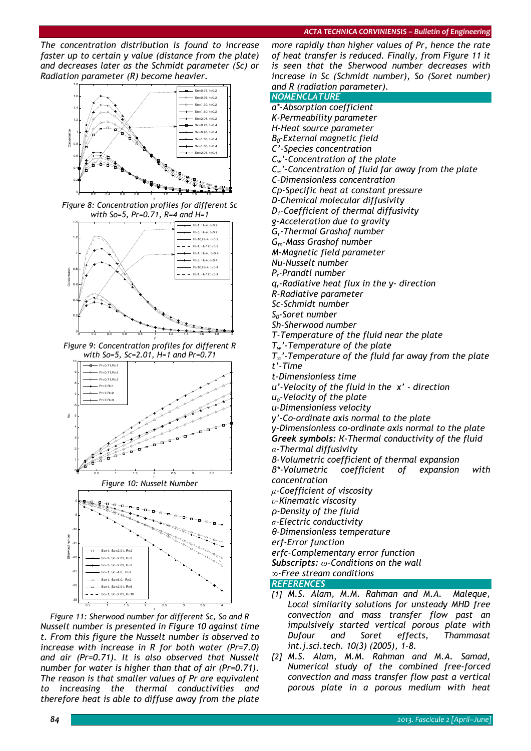The concentration distribution is found to increase faster up to certain y value (distance from the plate) and decreases later as the Schmidt parameter (Sc) or Radiation parameter (R) become heavier.

*Figure 8: Concentration profiles for different Sc with So=5, Pr=0.71, R=4 and H=1*

*Figure 9: Concentration profiles for different R with So=5, Sc=2.01, H=1 and Pr=0.71*

*Figure 10: Nusselt Number*

*Figure 11: Sherwood number for different Sc, So and R*

Nusselt number is presented in Figure 10 against time t. From this figure the Nusselt number is observed to increase with increase in R for both water (Pr=7.0) and air (Pr=0.71). It is also observed that Nusselt number for water is higher than that of air (Pr=0.71). The reason is that smaller values of Pr are equivalent to increasing the thermal conductivities and therefore heat is able to diffuse away from the plate more rapidly than higher values of Pr, hence the rate of heat transfer is reduced. Finally, from Figure 11 it is seen that the Sherwood number decreases with increase in Sc (Schmidt number), So (Soret number) and R (radiation parameter).

## NOMENCLATURE

$a^*$-Absorption coefficient
K-Permeability parameter
H-Heat source parameter
$B_0$-External magnetic field
C'-Species concentration
$C_w$'-Concentration of the plate
$C_\infty$'-Concentration of fluid far away from the plate
C-Dimensionless concentration
Cp-Specific heat at constant pressure
D-Chemical molecular diffusivity
$D_1$-Coefficient of thermal diffusivity
g-Acceleration due to gravity
$G_r$-Thermal Grashof number
$G_m$-Mass Grashof number
M-Magnetic field parameter
Nu-Nusselt number
$P_r$-Prandtl number
$q_r$-Radiative heat flux in the y- direction
R-Radiative parameter
Sc-Schmidt number
$S_0$-Soret number
Sh-Sherwood number
T-Temperature of the fluid near the plate
$T_w$'-Temperature of the plate
$T_\infty$'-Temperature of the fluid far away from the plate
t'-Time
t-Dimensionless time
u'-Velocity of the fluid in the x' - direction
$u_o$-Velocity of the plate
u-Dimensionless velocity
y'-Co-ordinate axis normal to the plate
y-Dimensionless co-ordinate axis normal to the plate
**Greek symbols:** K-Thermal conductivity of the fluid
$\alpha$-Thermal diffusivity
β-Volumetric coefficient of thermal expansion
β*-Volumetric coefficient of expansion with concentration
$\mu$-Coefficient of viscosity
$\upsilon$-Kinematic viscosity
ρ-Density of the fluid
σ-Electric conductivity
θ-Dimensionless temperature
erf-Error function
erfc-Complementary error function
**Subscripts:** $\omega$-Conditions on the wall
$\infty$-Free stream conditions

## REFERENCES

[1] M.S. Alam, M.M. Rahman and M.A. Maleque, Local similarity solutions for unsteady MHD free convection and mass transfer flow past an impulsively started vertical porous plate with Dufour and Soret effects, Thammasat int.j.sci.tech. 10(3) (2005), 1-8.

[2] M.S. Alam, M.M. Rahman and M.A. Samad, Numerical study of the combined free-forced convection and mass transfer flow past a vertical porous plate in a porous medium with heat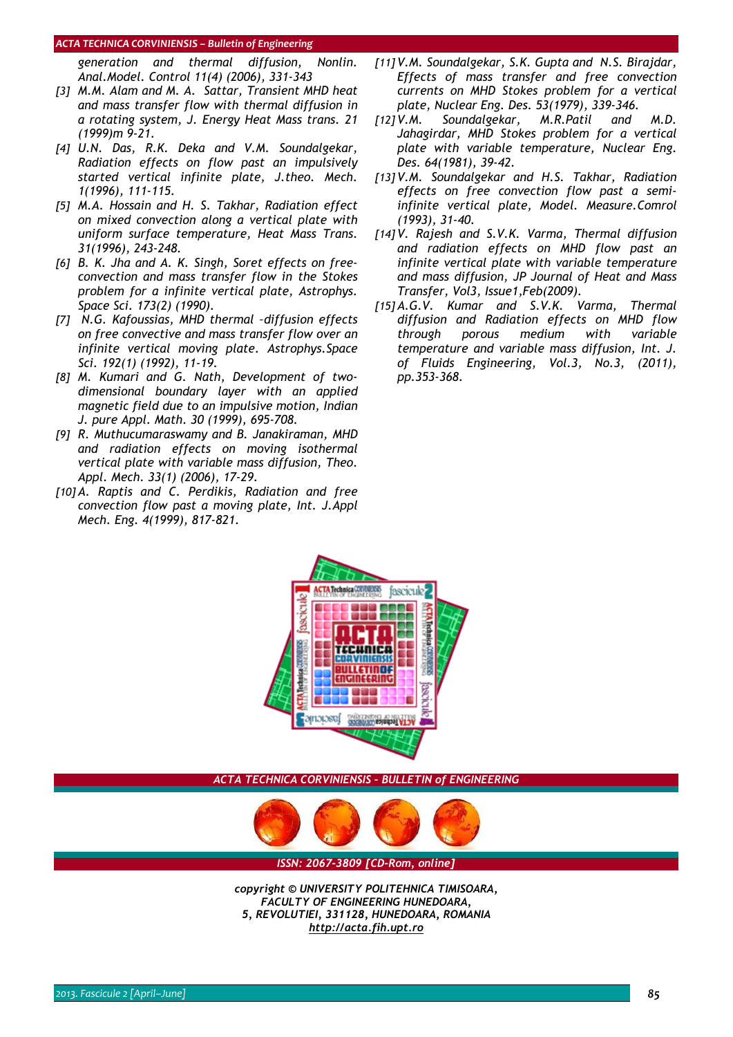*generation and thermal diffusion, Nonlin. Anal.Model. Control 11(4) (2006), 331-343*

- [3] *M.M. Alam and M. A. Sattar, Transient MHD heat and mass transfer flow with thermal diffusion in a rotating system, J. Energy Heat Mass trans. 21 (1999)m 9-21.*
- [4] *U.N. Das, R.K. Deka and V.M. Soundalgekar, Radiation effects on flow past an impulsively started vertical infinite plate, J.theo. Mech. 1(1996), 111-115.*
- [5] *M.A. Hossain and H. S. Takhar, Radiation effect on mixed convection along a vertical plate with uniform surface temperature, Heat Mass Trans. 31(1996), 243-248.*
- [6] *B. K. Jha and A. K. Singh, Soret effects on free-convection and mass transfer flow in the Stokes problem for a infinite vertical plate, Astrophys. Space Sci. 173(2) (1990).*
- [7] *N.G. Kafoussias, MHD thermal –diffusion effects on free convective and mass transfer flow over an infinite vertical moving plate. Astrophys.Space Sci. 192(1) (1992), 11-19.*
- [8] *M. Kumari and G. Nath, Development of two-dimensional boundary layer with an applied magnetic field due to an impulsive motion, Indian J. pure Appl. Math. 30 (1999), 695-708.*
- [9] *R. Muthucumaraswamy and B. Janakiraman, MHD and radiation effects on moving isothermal vertical plate with variable mass diffusion, Theo. Appl. Mech. 33(1) (2006), 17-29.*
- [10] *A. Raptis and C. Perdikis, Radiation and free convection flow past a moving plate, Int. J.Appl Mech. Eng. 4(1999), 817-821.*
- [11] *V.M. Soundalgekar, S.K. Gupta and N.S. Birajdar, Effects of mass transfer and free convection currents on MHD Stokes problem for a vertical plate, Nuclear Eng. Des. 53(1979), 339-346.*
- [12] *V.M. Soundalgekar, M.R.Patil and M.D. Jahagirdar, MHD Stokes problem for a vertical plate with variable temperature, Nuclear Eng. Des. 64(1981), 39-42.*
- [13] *V.M. Soundalgekar and H.S. Takhar, Radiation effects on free convection flow past a semi-infinite vertical plate, Model. Measure.Comrol (1993), 31-40.*
- [14] *V. Rajesh and S.V.K. Varma, Thermal diffusion and radiation effects on MHD flow past an infinite vertical plate with variable temperature and mass diffusion, JP Journal of Heat and Mass Transfer, Vol3, Issue1,Feb(2009).*
- [15] *A.G.V. Kumar and S.V.K. Varma, Thermal diffusion and Radiation effects on MHD flow through porous medium with variable temperature and variable mass diffusion, Int. J. of Fluids Engineering, Vol.3, No.3, (2011), pp.353-368.*

*ACTA TECHNICA CORVINIENSIS – BULLETIN of ENGINEERING*

*ISSN: 2067-3809 [CD-Rom, online]*

***copyright © UNIVERSITY POLITEHNICA TIMISOARA, FACULTY OF ENGINEERING HUNEDOARA, 5, REVOLUTIEI, 331128, HUNEDOARA, ROMANIA http://acta.fih.upt.ro***